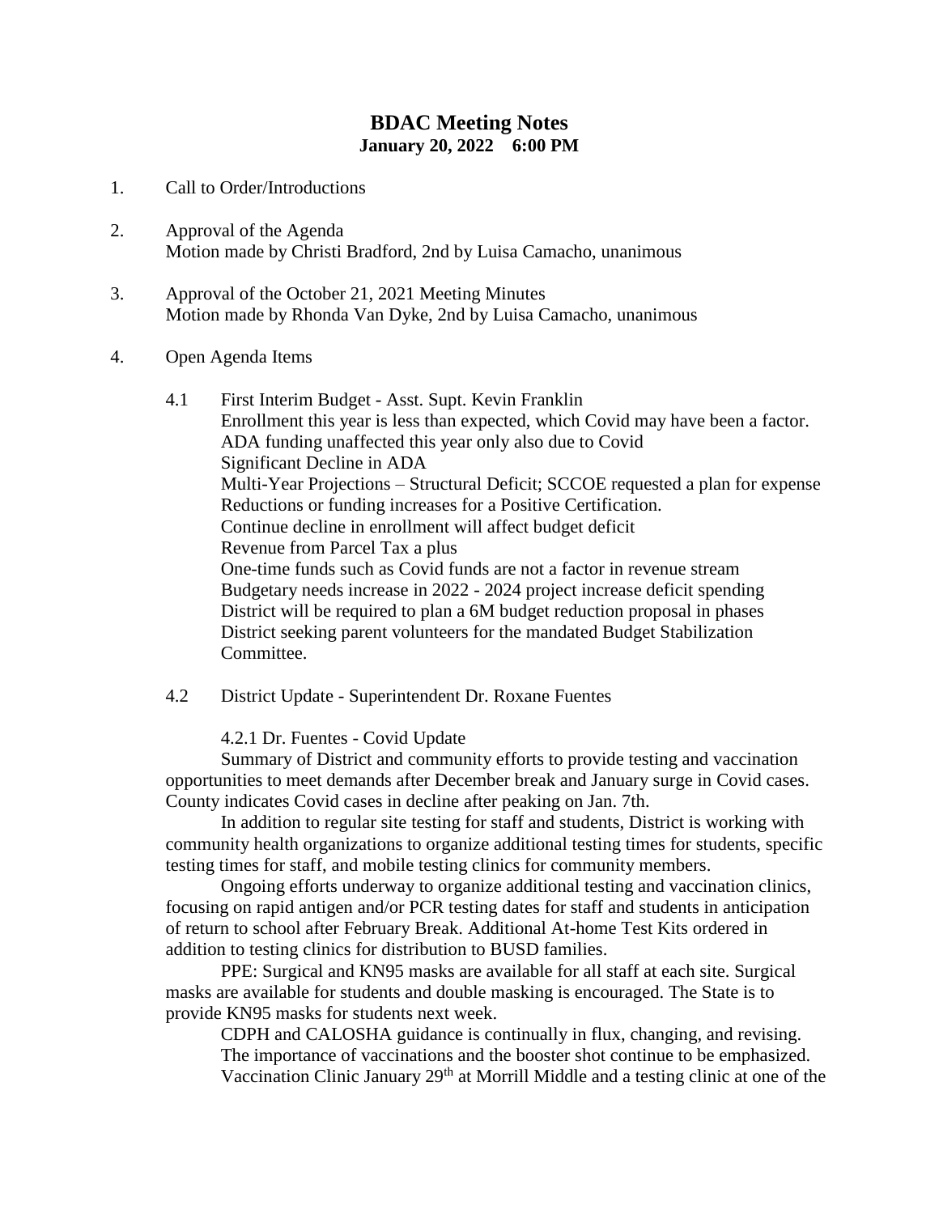# BDAC Meeting Notes

**January 20, 2022 6:00 PM**

1. Call to Order/Introductions

2. Approval of the Agenda
   Motion made by Christi Bradford, 2nd by Luisa Camacho, unanimous

3. Approval of the October 21, 2021 Meeting Minutes
   Motion made by Rhonda Van Dyke, 2nd by Luisa Camacho, unanimous

4. Open Agenda Items

   4.1 First Interim Budget - Asst. Supt. Kevin Franklin
   Enrollment this year is less than expected, which Covid may have been a factor.
   ADA funding unaffected this year only also due to Covid
   Significant Decline in ADA
   Multi-Year Projections – Structural Deficit; SCCOE requested a plan for expense Reductions or funding increases for a Positive Certification.
   Continue decline in enrollment will affect budget deficit
   Revenue from Parcel Tax a plus
   One-time funds such as Covid funds are not a factor in revenue stream
   Budgetary needs increase in 2022 - 2024 project increase deficit spending
   District will be required to plan a 6M budget reduction proposal in phases
   District seeking parent volunteers for the mandated Budget Stabilization Committee.

   4.2 District Update - Superintendent Dr. Roxane Fuentes

   4.2.1 Dr. Fuentes - Covid Update

   Summary of District and community efforts to provide testing and vaccination opportunities to meet demands after December break and January surge in Covid cases. County indicates Covid cases in decline after peaking on Jan. 7th.

   In addition to regular site testing for staff and students, District is working with community health organizations to organize additional testing times for students, specific testing times for staff, and mobile testing clinics for community members.

   Ongoing efforts underway to organize additional testing and vaccination clinics, focusing on rapid antigen and/or PCR testing dates for staff and students in anticipation of return to school after February Break. Additional At-home Test Kits ordered in addition to testing clinics for distribution to BUSD families.

   PPE: Surgical and KN95 masks are available for all staff at each site. Surgical masks are available for students and double masking is encouraged. The State is to provide KN95 masks for students next week.

   CDPH and CALOSHA guidance is continually in flux, changing, and revising.
   The importance of vaccinations and the booster shot continue to be emphasized.
   Vaccination Clinic January 29th at Morrill Middle and a testing clinic at one of the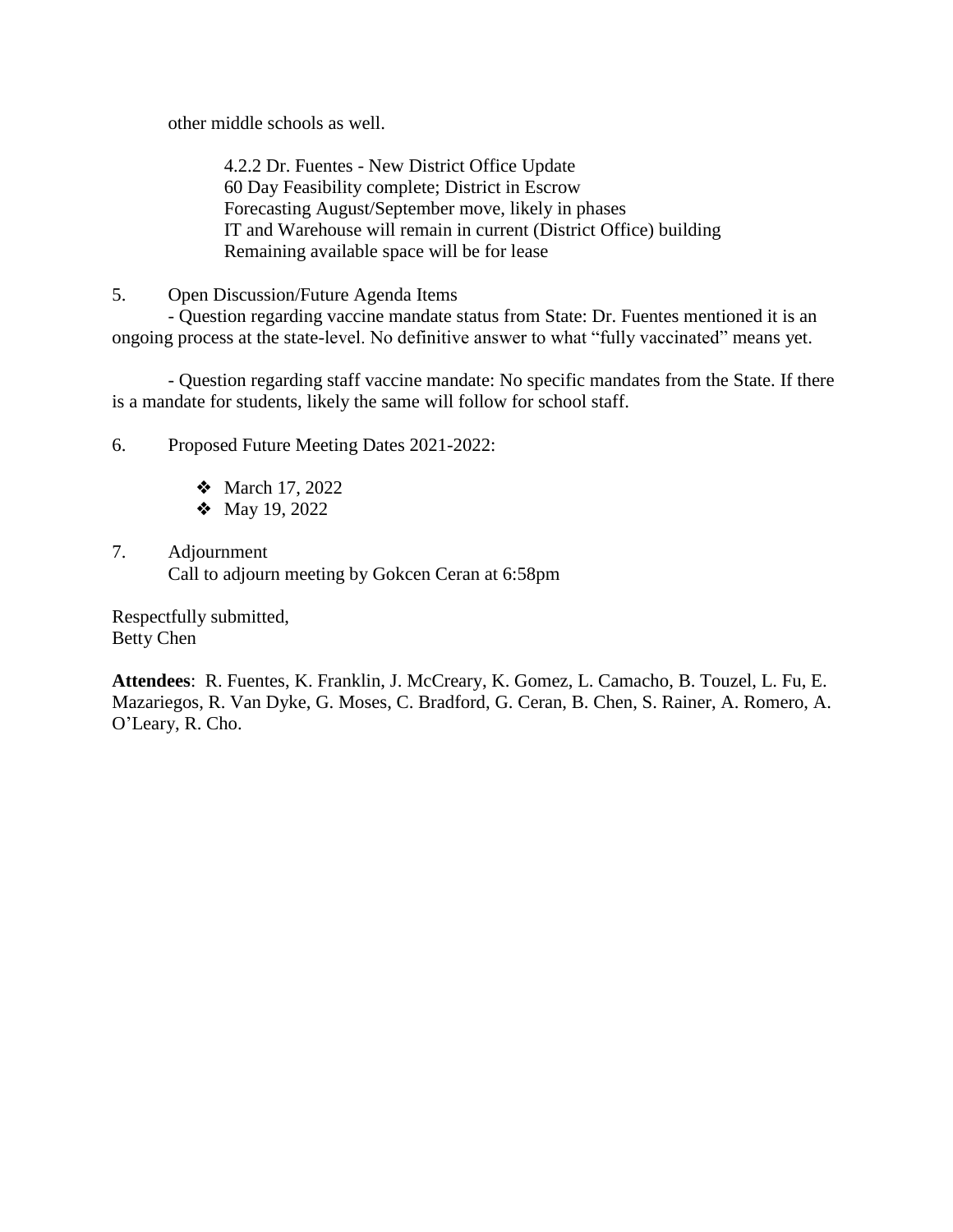other middle schools as well.

4.2.2 Dr. Fuentes - New District Office Update
60 Day Feasibility complete; District in Escrow
Forecasting August/September move, likely in phases
IT and Warehouse will remain in current (District Office) building
Remaining available space will be for lease

5. Open Discussion/Future Agenda Items

- Question regarding vaccine mandate status from State: Dr. Fuentes mentioned it is an ongoing process at the state-level. No definitive answer to what "fully vaccinated" means yet.

- Question regarding staff vaccine mandate: No specific mandates from the State. If there is a mandate for students, likely the same will follow for school staff.

6. Proposed Future Meeting Dates 2021-2022:

- March 17, 2022
- May 19, 2022

7. Adjournment
Call to adjourn meeting by Gokcen Ceran at 6:58pm

Respectfully submitted,
Betty Chen

**Attendees**: R. Fuentes, K. Franklin, J. McCreary, K. Gomez, L. Camacho, B. Touzel, L. Fu, E. Mazariegos, R. Van Dyke, G. Moses, C. Bradford, G. Ceran, B. Chen, S. Rainer, A. Romero, A. O'Leary, R. Cho.